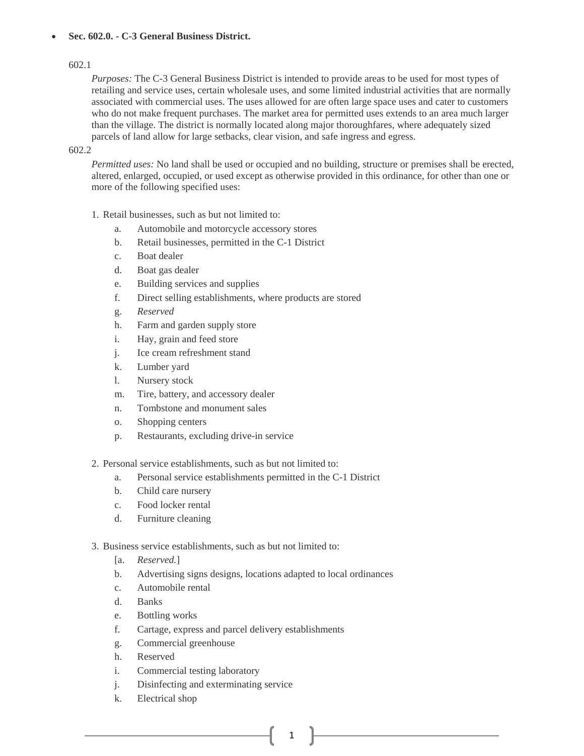- **Sec. 602.0. - C-3 General Business District.**

602.1

*Purposes:* The C-3 General Business District is intended to provide areas to be used for most types of retailing and service uses, certain wholesale uses, and some limited industrial activities that are normally associated with commercial uses. The uses allowed for are often large space uses and cater to customers who do not make frequent purchases. The market area for permitted uses extends to an area much larger than the village. The district is normally located along major thoroughfares, where adequately sized parcels of land allow for large setbacks, clear vision, and safe ingress and egress.

602.2

*Permitted uses:* No land shall be used or occupied and no building, structure or premises shall be erected, altered, enlarged, occupied, or used except as otherwise provided in this ordinance, for other than one or more of the following specified uses:

1. Retail businesses, such as but not limited to:
   - a. Automobile and motorcycle accessory stores
   - b. Retail businesses, permitted in the C-1 District
   - c. Boat dealer
   - d. Boat gas dealer
   - e. Building services and supplies
   - f. Direct selling establishments, where products are stored
   - g. *Reserved*
   - h. Farm and garden supply store
   - i. Hay, grain and feed store
   - j. Ice cream refreshment stand
   - k. Lumber yard
   - l. Nursery stock
   - m. Tire, battery, and accessory dealer
   - n. Tombstone and monument sales
   - o. Shopping centers
   - p. Restaurants, excluding drive-in service

2. Personal service establishments, such as but not limited to:
   - a. Personal service establishments permitted in the C-1 District
   - b. Child care nursery
   - c. Food locker rental
   - d. Furniture cleaning

3. Business service establishments, such as but not limited to:
   - [a. *Reserved.*]
   - b. Advertising signs designs, locations adapted to local ordinances
   - c. Automobile rental
   - d. Banks
   - e. Bottling works
   - f. Cartage, express and parcel delivery establishments
   - g. Commercial greenhouse
   - h. Reserved
   - i. Commercial testing laboratory
   - j. Disinfecting and exterminating service
   - k. Electrical shop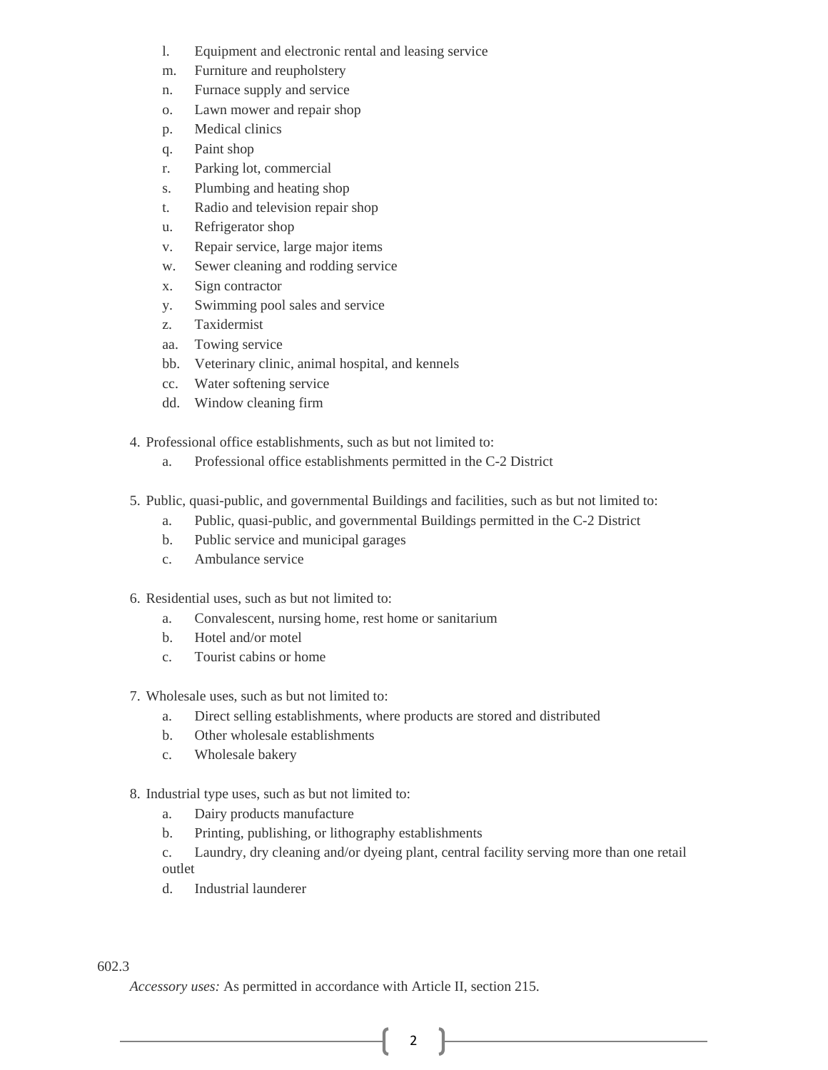l. Equipment and electronic rental and leasing service
m. Furniture and reupholstery
n. Furnace supply and service
o. Lawn mower and repair shop
p. Medical clinics
q. Paint shop
r. Parking lot, commercial
s. Plumbing and heating shop
t. Radio and television repair shop
u. Refrigerator shop
v. Repair service, large major items
w. Sewer cleaning and rodding service
x. Sign contractor
y. Swimming pool sales and service
z. Taxidermist
aa. Towing service
bb. Veterinary clinic, animal hospital, and kennels
cc. Water softening service
dd. Window cleaning firm

4. Professional office establishments, such as but not limited to:
   a. Professional office establishments permitted in the C-2 District

5. Public, quasi-public, and governmental Buildings and facilities, such as but not limited to:
   a. Public, quasi-public, and governmental Buildings permitted in the C-2 District
   b. Public service and municipal garages
   c. Ambulance service

6. Residential uses, such as but not limited to:
   a. Convalescent, nursing home, rest home or sanitarium
   b. Hotel and/or motel
   c. Tourist cabins or home

7. Wholesale uses, such as but not limited to:
   a. Direct selling establishments, where products are stored and distributed
   b. Other wholesale establishments
   c. Wholesale bakery

8. Industrial type uses, such as but not limited to:
   a. Dairy products manufacture
   b. Printing, publishing, or lithography establishments
   c. Laundry, dry cleaning and/or dyeing plant, central facility serving more than one retail outlet
   d. Industrial launderer

602.3

*Accessory uses:* As permitted in accordance with Article II, section 215.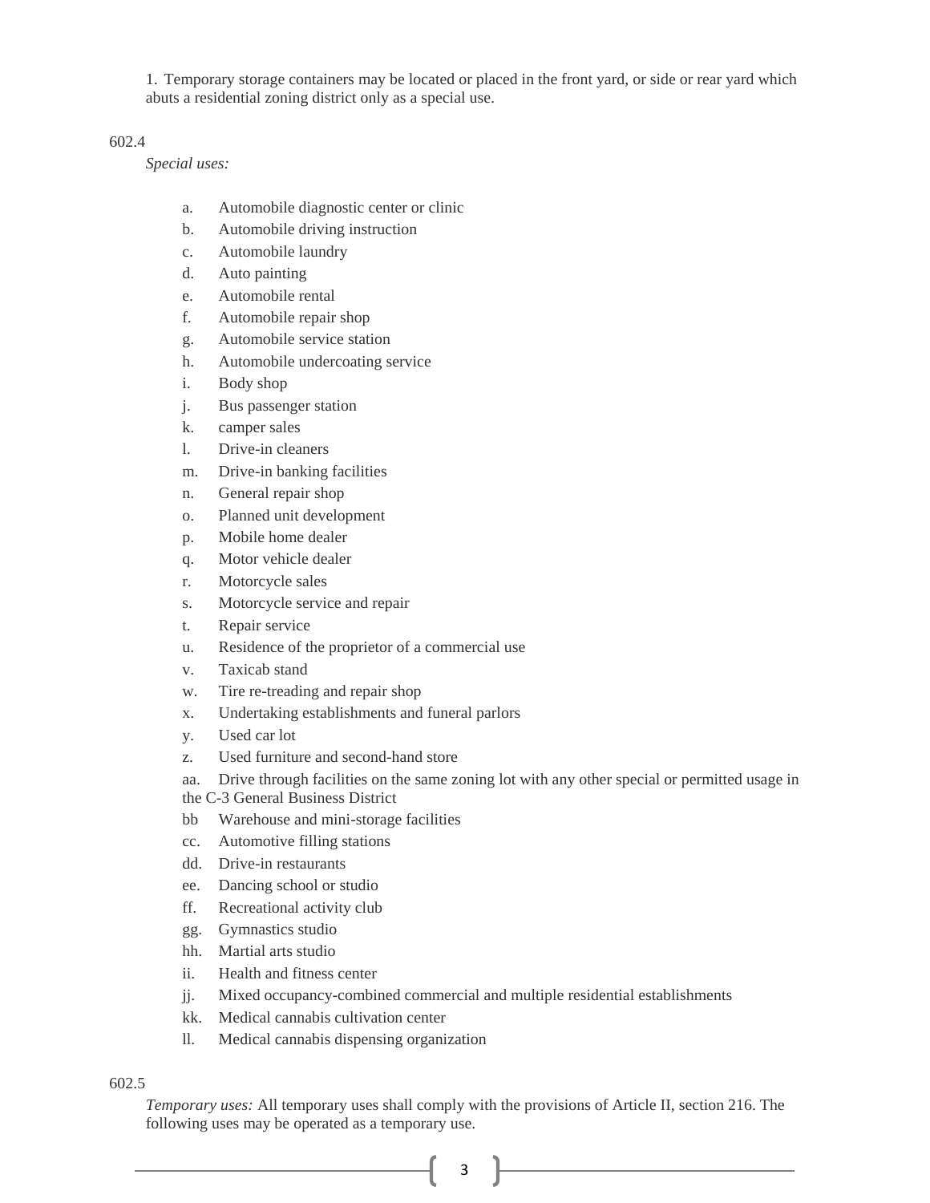1. Temporary storage containers may be located or placed in the front yard, or side or rear yard which abuts a residential zoning district only as a special use.

602.4

*Special uses:*

a. Automobile diagnostic center or clinic
b. Automobile driving instruction
c. Automobile laundry
d. Auto painting
e. Automobile rental
f. Automobile repair shop
g. Automobile service station
h. Automobile undercoating service
i. Body shop
j. Bus passenger station
k. camper sales
l. Drive-in cleaners
m. Drive-in banking facilities
n. General repair shop
o. Planned unit development
p. Mobile home dealer
q. Motor vehicle dealer
r. Motorcycle sales
s. Motorcycle service and repair
t. Repair service
u. Residence of the proprietor of a commercial use
v. Taxicab stand
w. Tire re-treading and repair shop
x. Undertaking establishments and funeral parlors
y. Used car lot
z. Used furniture and second-hand store
aa. Drive through facilities on the same zoning lot with any other special or permitted usage in the C-3 General Business District
bb Warehouse and mini-storage facilities
cc. Automotive filling stations
dd. Drive-in restaurants
ee. Dancing school or studio
ff. Recreational activity club
gg. Gymnastics studio
hh. Martial arts studio
ii. Health and fitness center
jj. Mixed occupancy-combined commercial and multiple residential establishments
kk. Medical cannabis cultivation center
ll. Medical cannabis dispensing organization

602.5

*Temporary uses:* All temporary uses shall comply with the provisions of Article II, section 216. The following uses may be operated as a temporary use.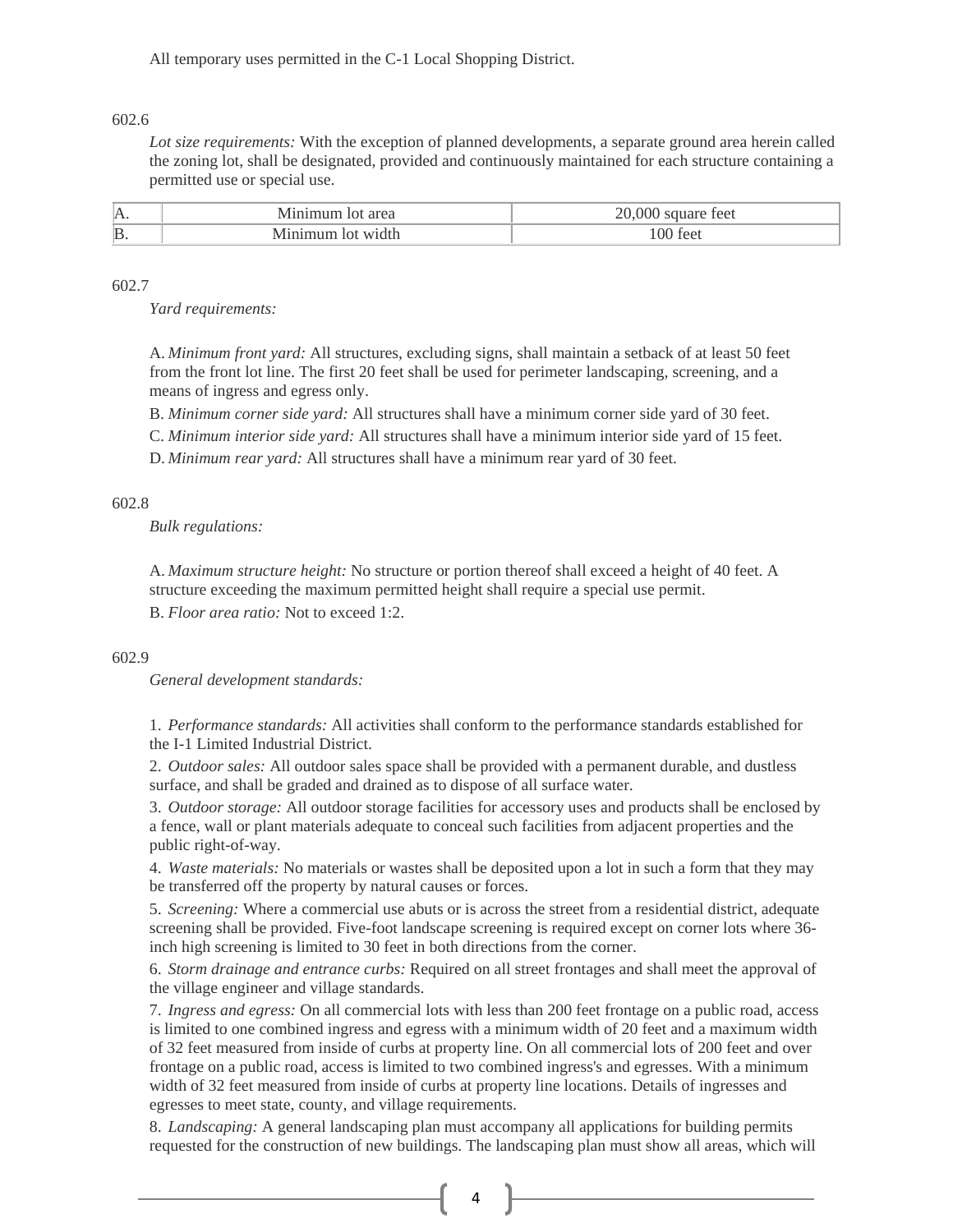All temporary uses permitted in the C-1 Local Shopping District.

602.6

*Lot size requirements:* With the exception of planned developments, a separate ground area herein called the zoning lot, shall be designated, provided and continuously maintained for each structure containing a permitted use or special use.

| | | |
|---|---|---|
| A. | Minimum lot area | 20,000 square feet |
| B. | Minimum lot width | 100 feet |

602.7

*Yard requirements:*

A. *Minimum front yard:* All structures, excluding signs, shall maintain a setback of at least 50 feet from the front lot line. The first 20 feet shall be used for perimeter landscaping, screening, and a means of ingress and egress only.

B. *Minimum corner side yard:* All structures shall have a minimum corner side yard of 30 feet.

C. *Minimum interior side yard:* All structures shall have a minimum interior side yard of 15 feet.

D. *Minimum rear yard:* All structures shall have a minimum rear yard of 30 feet.

602.8

*Bulk regulations:*

A. *Maximum structure height:* No structure or portion thereof shall exceed a height of 40 feet. A structure exceeding the maximum permitted height shall require a special use permit.

B. *Floor area ratio:* Not to exceed 1:2.

602.9

*General development standards:*

1. *Performance standards:* All activities shall conform to the performance standards established for the I-1 Limited Industrial District.
2. *Outdoor sales:* All outdoor sales space shall be provided with a permanent durable, and dustless surface, and shall be graded and drained as to dispose of all surface water.
3. *Outdoor storage:* All outdoor storage facilities for accessory uses and products shall be enclosed by a fence, wall or plant materials adequate to conceal such facilities from adjacent properties and the public right-of-way.
4. *Waste materials:* No materials or wastes shall be deposited upon a lot in such a form that they may be transferred off the property by natural causes or forces.
5. *Screening:* Where a commercial use abuts or is across the street from a residential district, adequate screening shall be provided. Five-foot landscape screening is required except on corner lots where 36-inch high screening is limited to 30 feet in both directions from the corner.
6. *Storm drainage and entrance curbs:* Required on all street frontages and shall meet the approval of the village engineer and village standards.
7. *Ingress and egress:* On all commercial lots with less than 200 feet frontage on a public road, access is limited to one combined ingress and egress with a minimum width of 20 feet and a maximum width of 32 feet measured from inside of curbs at property line. On all commercial lots of 200 feet and over frontage on a public road, access is limited to two combined ingress's and egresses. With a minimum width of 32 feet measured from inside of curbs at property line locations. Details of ingresses and egresses to meet state, county, and village requirements.
8. *Landscaping:* A general landscaping plan must accompany all applications for building permits requested for the construction of new buildings. The landscaping plan must show all areas, which will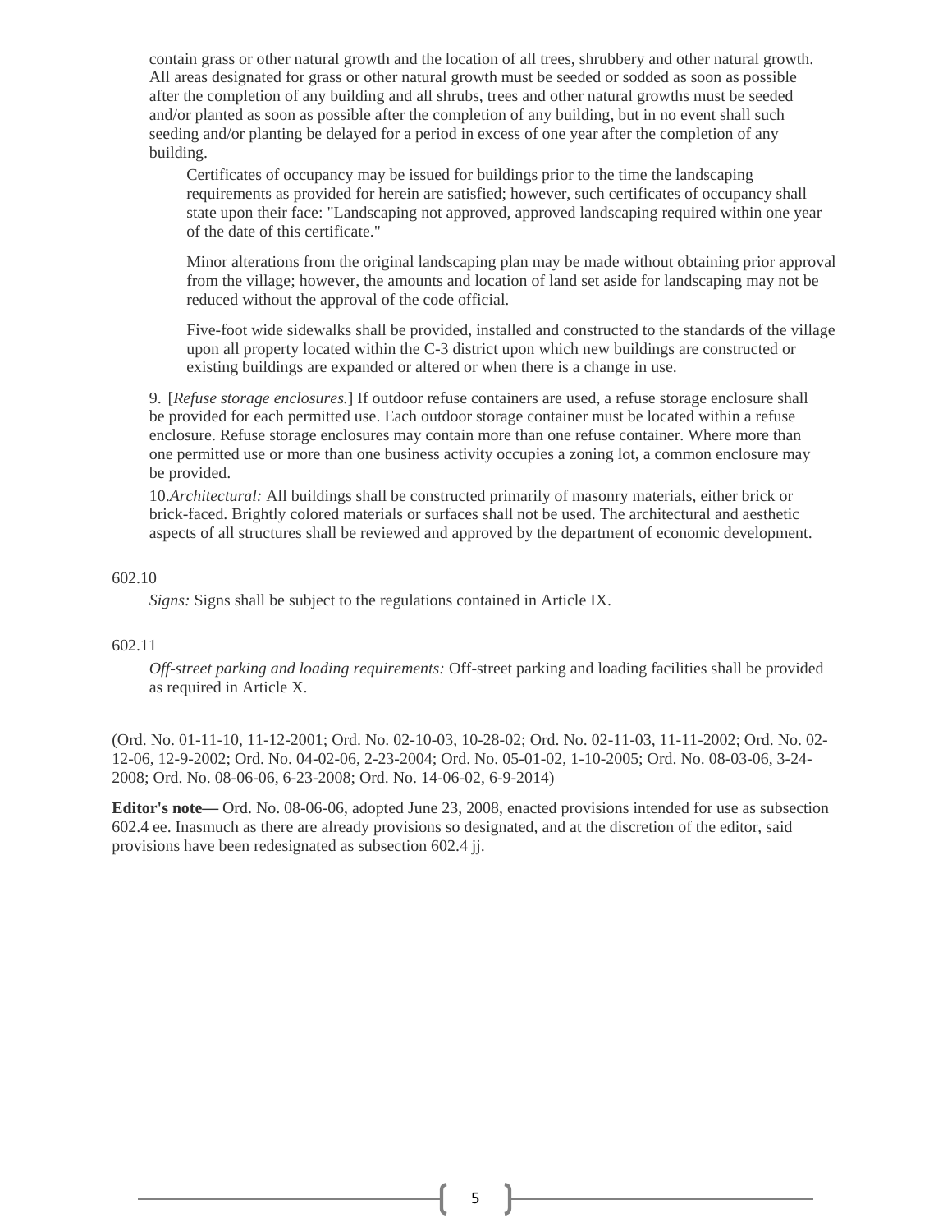contain grass or other natural growth and the location of all trees, shrubbery and other natural growth. All areas designated for grass or other natural growth must be seeded or sodded as soon as possible after the completion of any building and all shrubs, trees and other natural growths must be seeded and/or planted as soon as possible after the completion of any building, but in no event shall such seeding and/or planting be delayed for a period in excess of one year after the completion of any building.

Certificates of occupancy may be issued for buildings prior to the time the landscaping requirements as provided for herein are satisfied; however, such certificates of occupancy shall state upon their face: "Landscaping not approved, approved landscaping required within one year of the date of this certificate."

Minor alterations from the original landscaping plan may be made without obtaining prior approval from the village; however, the amounts and location of land set aside for landscaping may not be reduced without the approval of the code official.

Five-foot wide sidewalks shall be provided, installed and constructed to the standards of the village upon all property located within the C-3 district upon which new buildings are constructed or existing buildings are expanded or altered or when there is a change in use.

9. [*Refuse storage enclosures.*] If outdoor refuse containers are used, a refuse storage enclosure shall be provided for each permitted use. Each outdoor storage container must be located within a refuse enclosure. Refuse storage enclosures may contain more than one refuse container. Where more than one permitted use or more than one business activity occupies a zoning lot, a common enclosure may be provided.

10.*Architectural:* All buildings shall be constructed primarily of masonry materials, either brick or brick-faced. Brightly colored materials or surfaces shall not be used. The architectural and aesthetic aspects of all structures shall be reviewed and approved by the department of economic development.

602.10

*Signs:* Signs shall be subject to the regulations contained in Article IX.

602.11

*Off-street parking and loading requirements:* Off-street parking and loading facilities shall be provided as required in Article X.

(Ord. No. 01-11-10, 11-12-2001; Ord. No. 02-10-03, 10-28-02; Ord. No. 02-11-03, 11-11-2002; Ord. No. 02-12-06, 12-9-2002; Ord. No. 04-02-06, 2-23-2004; Ord. No. 05-01-02, 1-10-2005; Ord. No. 08-03-06, 3-24-2008; Ord. No. 08-06-06, 6-23-2008; Ord. No. 14-06-02, 6-9-2014)

**Editor's note—** Ord. No. 08-06-06, adopted June 23, 2008, enacted provisions intended for use as subsection 602.4 ee. Inasmuch as there are already provisions so designated, and at the discretion of the editor, said provisions have been redesignated as subsection 602.4 jj.